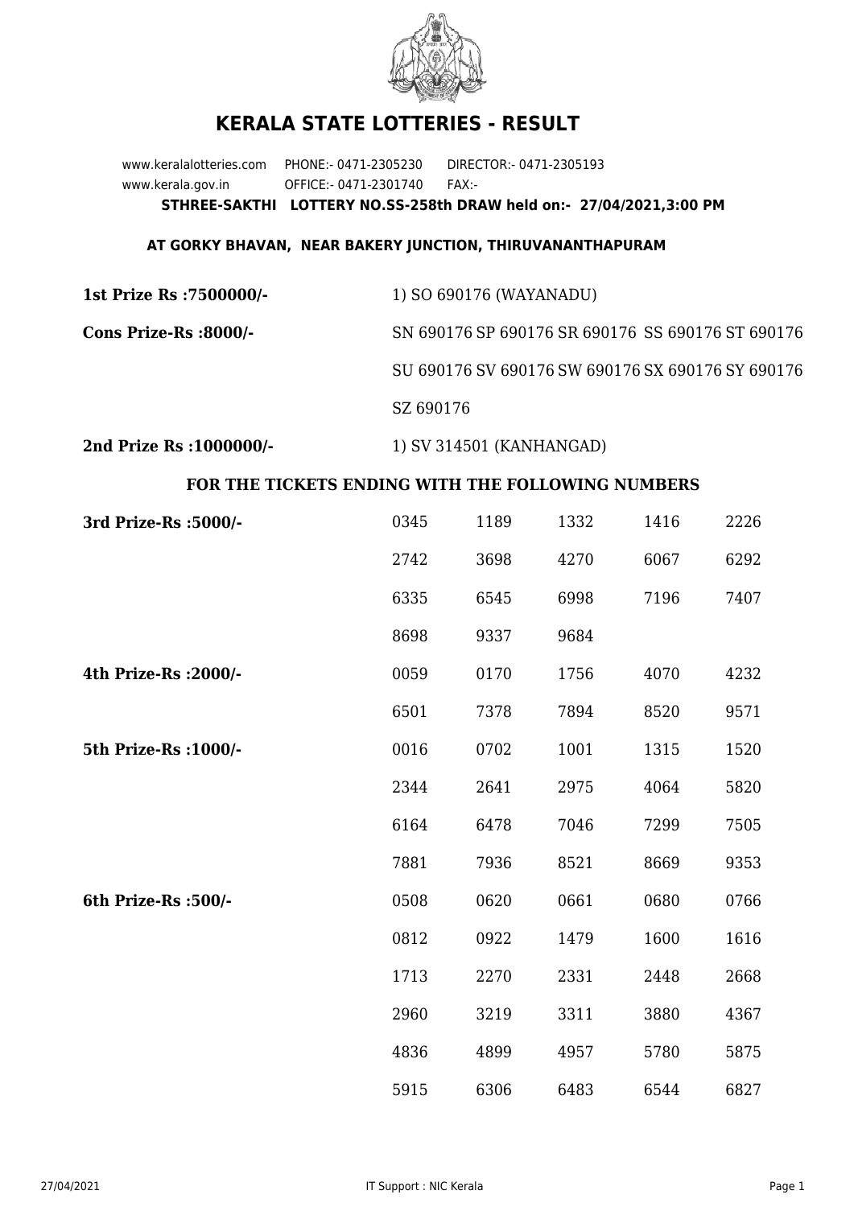# KERALA STATE LOTTERIES - RESULT

www.keralalotteries.com PHONE:- 0471-2305230 DIRECTOR:- 0471-2305193
www.kerala.gov.in OFFICE:- 0471-2301740 FAX:-

**STHREE-SAKTHI LOTTERY NO.SS-258th DRAW held on:- 27/04/2021,3:00 PM**

**AT GORKY BHAVAN, NEAR BAKERY JUNCTION, THIRUVANANTHAPURAM**

**1st Prize Rs :7500000/-** 1) SO 690176 (WAYANADU)

**Cons Prize-Rs :8000/-** SN 690176 SP 690176 SR 690176 SS 690176 ST 690176 SU 690176 SV 690176 SW 690176 SX 690176 SY 690176 SZ 690176

**2nd Prize Rs :1000000/-** 1) SV 314501 (KANHANGAD)

**FOR THE TICKETS ENDING WITH THE FOLLOWING NUMBERS**

**3rd Prize-Rs :5000/-**

| | | | | |
|---|---|---|---|---|
| 0345 | 1189 | 1332 | 1416 | 2226 |
| 2742 | 3698 | 4270 | 6067 | 6292 |
| 6335 | 6545 | 6998 | 7196 | 7407 |
| 8698 | 9337 | 9684 | | |

**4th Prize-Rs :2000/-**

| | | | | |
|---|---|---|---|---|
| 0059 | 0170 | 1756 | 4070 | 4232 |
| 6501 | 7378 | 7894 | 8520 | 9571 |

**5th Prize-Rs :1000/-**

| | | | | |
|---|---|---|---|---|
| 0016 | 0702 | 1001 | 1315 | 1520 |
| 2344 | 2641 | 2975 | 4064 | 5820 |
| 6164 | 6478 | 7046 | 7299 | 7505 |
| 7881 | 7936 | 8521 | 8669 | 9353 |

**6th Prize-Rs :500/-**

| | | | | |
|---|---|---|---|---|
| 0508 | 0620 | 0661 | 0680 | 0766 |
| 0812 | 0922 | 1479 | 1600 | 1616 |
| 1713 | 2270 | 2331 | 2448 | 2668 |
| 2960 | 3219 | 3311 | 3880 | 4367 |
| 4836 | 4899 | 4957 | 5780 | 5875 |
| 5915 | 6306 | 6483 | 6544 | 6827 |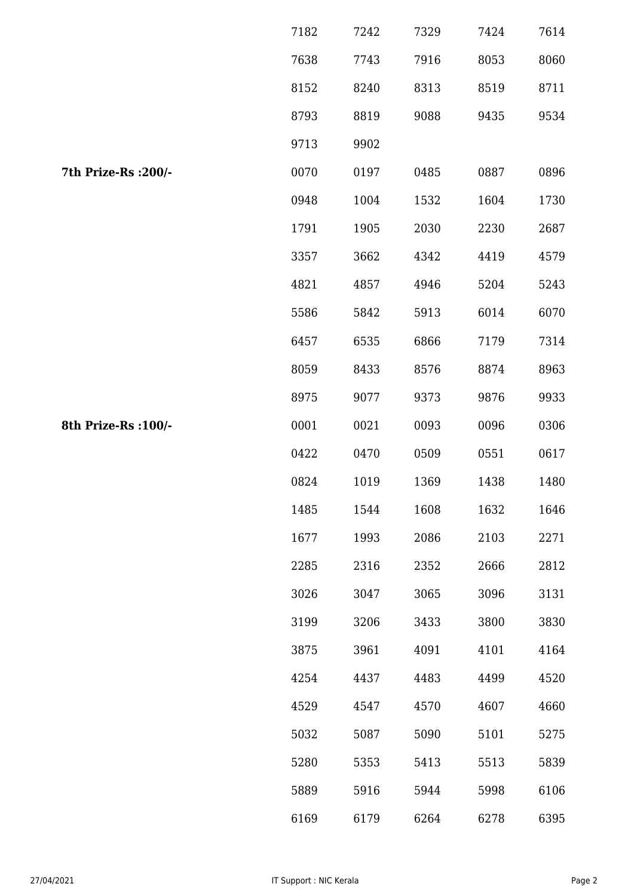|  |  |  |  |  |  |
|---|---|---|---|---|---|
|  | 7182 | 7242 | 7329 | 7424 | 7614 |
|  | 7638 | 7743 | 7916 | 8053 | 8060 |
|  | 8152 | 8240 | 8313 | 8519 | 8711 |
|  | 8793 | 8819 | 9088 | 9435 | 9534 |
|  | 9713 | 9902 |  |  |  |
| **7th Prize-Rs :200/-** | 0070 | 0197 | 0485 | 0887 | 0896 |
|  | 0948 | 1004 | 1532 | 1604 | 1730 |
|  | 1791 | 1905 | 2030 | 2230 | 2687 |
|  | 3357 | 3662 | 4342 | 4419 | 4579 |
|  | 4821 | 4857 | 4946 | 5204 | 5243 |
|  | 5586 | 5842 | 5913 | 6014 | 6070 |
|  | 6457 | 6535 | 6866 | 7179 | 7314 |
|  | 8059 | 8433 | 8576 | 8874 | 8963 |
|  | 8975 | 9077 | 9373 | 9876 | 9933 |
| **8th Prize-Rs :100/-** | 0001 | 0021 | 0093 | 0096 | 0306 |
|  | 0422 | 0470 | 0509 | 0551 | 0617 |
|  | 0824 | 1019 | 1369 | 1438 | 1480 |
|  | 1485 | 1544 | 1608 | 1632 | 1646 |
|  | 1677 | 1993 | 2086 | 2103 | 2271 |
|  | 2285 | 2316 | 2352 | 2666 | 2812 |
|  | 3026 | 3047 | 3065 | 3096 | 3131 |
|  | 3199 | 3206 | 3433 | 3800 | 3830 |
|  | 3875 | 3961 | 4091 | 4101 | 4164 |
|  | 4254 | 4437 | 4483 | 4499 | 4520 |
|  | 4529 | 4547 | 4570 | 4607 | 4660 |
|  | 5032 | 5087 | 5090 | 5101 | 5275 |
|  | 5280 | 5353 | 5413 | 5513 | 5839 |
|  | 5889 | 5916 | 5944 | 5998 | 6106 |
|  | 6169 | 6179 | 6264 | 6278 | 6395 |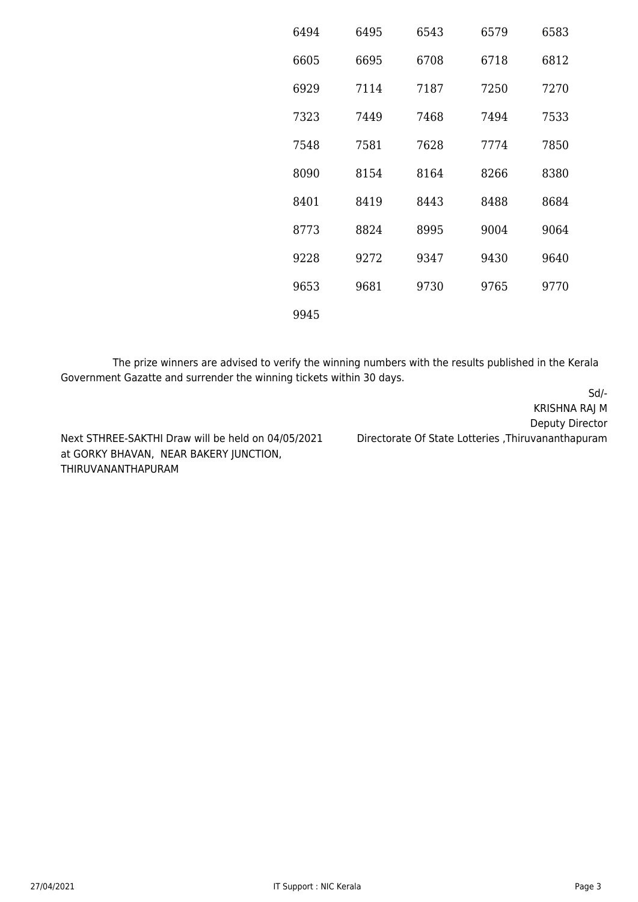| | | | | |
|---|---|---|---|---|
| 6494 | 6495 | 6543 | 6579 | 6583 |
| 6605 | 6695 | 6708 | 6718 | 6812 |
| 6929 | 7114 | 7187 | 7250 | 7270 |
| 7323 | 7449 | 7468 | 7494 | 7533 |
| 7548 | 7581 | 7628 | 7774 | 7850 |
| 8090 | 8154 | 8164 | 8266 | 8380 |
| 8401 | 8419 | 8443 | 8488 | 8684 |
| 8773 | 8824 | 8995 | 9004 | 9064 |
| 9228 | 9272 | 9347 | 9430 | 9640 |
| 9653 | 9681 | 9730 | 9765 | 9770 |
| 9945 | | | | |

The prize winners are advised to verify the winning numbers with the results published in the Kerala Government Gazatte and surrender the winning tickets within 30 days.

Sd/-
KRISHNA RAJ M
Deputy Director
Directorate Of State Lotteries ,Thiruvananthapuram

Next STHREE-SAKTHI Draw will be held on 04/05/2021 at GORKY BHAVAN, NEAR BAKERY JUNCTION, THIRUVANANTHAPURAM